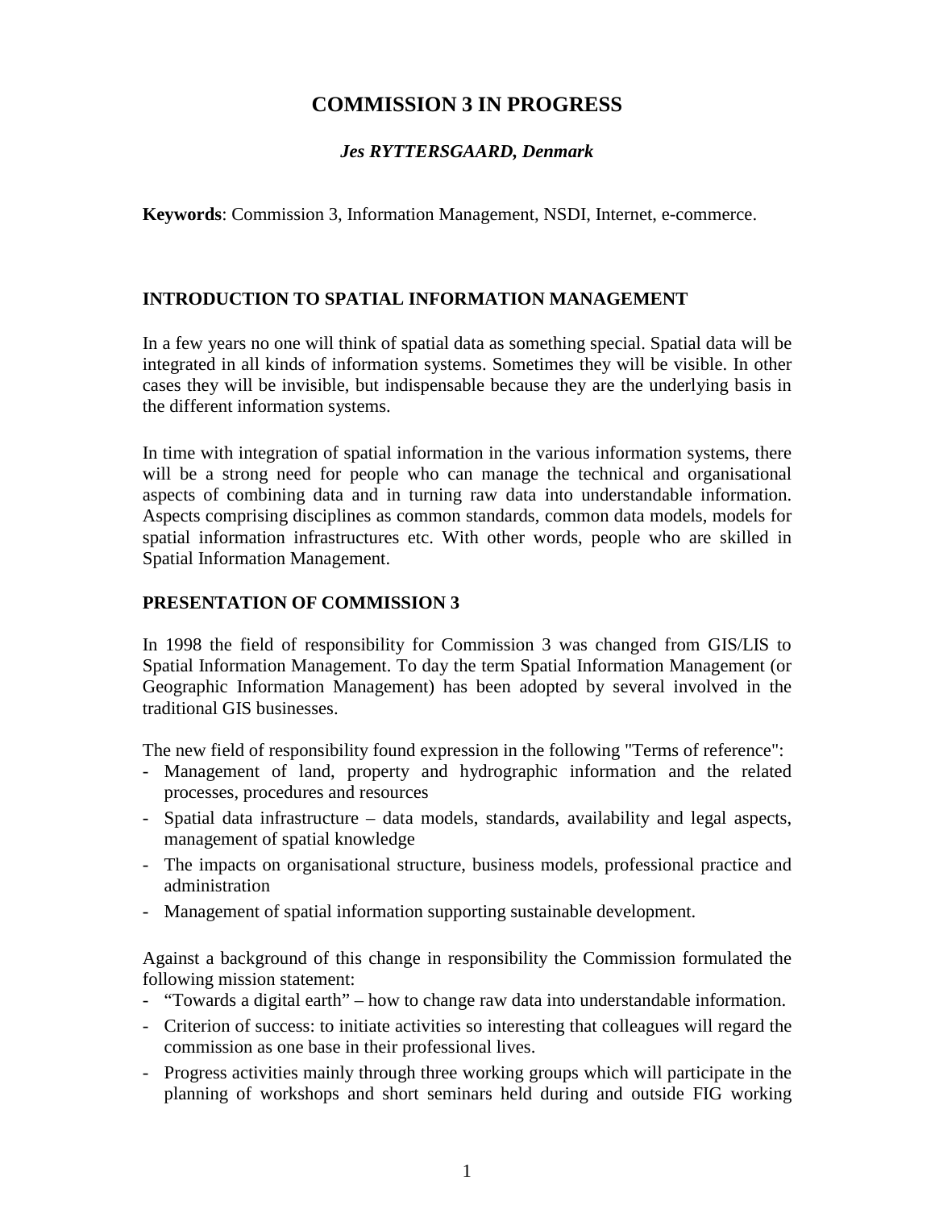# COMMISSION 3 IN PROGRESS

***Jes RYTTERSGAARD, Denmark***

**Keywords**: Commission 3, Information Management, NSDI, Internet, e-commerce.

## INTRODUCTION TO SPATIAL INFORMATION MANAGEMENT

In a few years no one will think of spatial data as something special. Spatial data will be integrated in all kinds of information systems. Sometimes they will be visible. In other cases they will be invisible, but indispensable because they are the underlying basis in the different information systems.

In time with integration of spatial information in the various information systems, there will be a strong need for people who can manage the technical and organisational aspects of combining data and in turning raw data into understandable information. Aspects comprising disciplines as common standards, common data models, models for spatial information infrastructures etc. With other words, people who are skilled in Spatial Information Management.

## PRESENTATION OF COMMISSION 3

In 1998 the field of responsibility for Commission 3 was changed from GIS/LIS to Spatial Information Management. To day the term Spatial Information Management (or Geographic Information Management) has been adopted by several involved in the traditional GIS businesses.

The new field of responsibility found expression in the following "Terms of reference":

- Management of land, property and hydrographic information and the related processes, procedures and resources
- Spatial data infrastructure – data models, standards, availability and legal aspects, management of spatial knowledge
- The impacts on organisational structure, business models, professional practice and administration
- Management of spatial information supporting sustainable development.

Against a background of this change in responsibility the Commission formulated the following mission statement:

- "Towards a digital earth" – how to change raw data into understandable information.
- Criterion of success: to initiate activities so interesting that colleagues will regard the commission as one base in their professional lives.
- Progress activities mainly through three working groups which will participate in the planning of workshops and short seminars held during and outside FIG working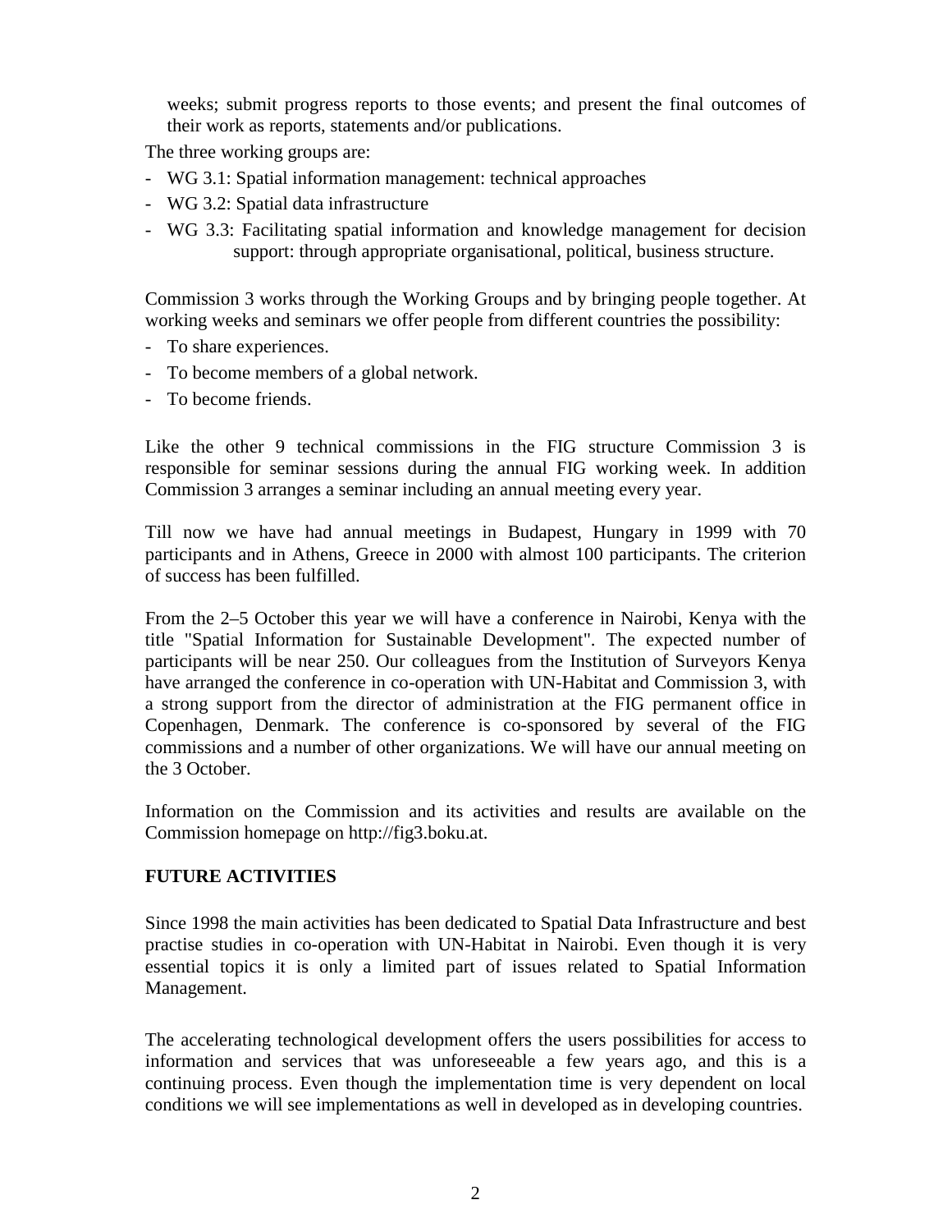weeks; submit progress reports to those events; and present the final outcomes of their work as reports, statements and/or publications.

The three working groups are:

- WG 3.1: Spatial information management: technical approaches
- WG 3.2: Spatial data infrastructure
- WG 3.3: Facilitating spatial information and knowledge management for decision support: through appropriate organisational, political, business structure.

Commission 3 works through the Working Groups and by bringing people together. At working weeks and seminars we offer people from different countries the possibility:

- To share experiences.
- To become members of a global network.
- To become friends.

Like the other 9 technical commissions in the FIG structure Commission 3 is responsible for seminar sessions during the annual FIG working week. In addition Commission 3 arranges a seminar including an annual meeting every year.

Till now we have had annual meetings in Budapest, Hungary in 1999 with 70 participants and in Athens, Greece in 2000 with almost 100 participants. The criterion of success has been fulfilled.

From the 2–5 October this year we will have a conference in Nairobi, Kenya with the title "Spatial Information for Sustainable Development". The expected number of participants will be near 250. Our colleagues from the Institution of Surveyors Kenya have arranged the conference in co-operation with UN-Habitat and Commission 3, with a strong support from the director of administration at the FIG permanent office in Copenhagen, Denmark. The conference is co-sponsored by several of the FIG commissions and a number of other organizations. We will have our annual meeting on the 3 October.

Information on the Commission and its activities and results are available on the Commission homepage on http://fig3.boku.at.

## FUTURE ACTIVITIES

Since 1998 the main activities has been dedicated to Spatial Data Infrastructure and best practise studies in co-operation with UN-Habitat in Nairobi. Even though it is very essential topics it is only a limited part of issues related to Spatial Information Management.

The accelerating technological development offers the users possibilities for access to information and services that was unforeseeable a few years ago, and this is a continuing process. Even though the implementation time is very dependent on local conditions we will see implementations as well in developed as in developing countries.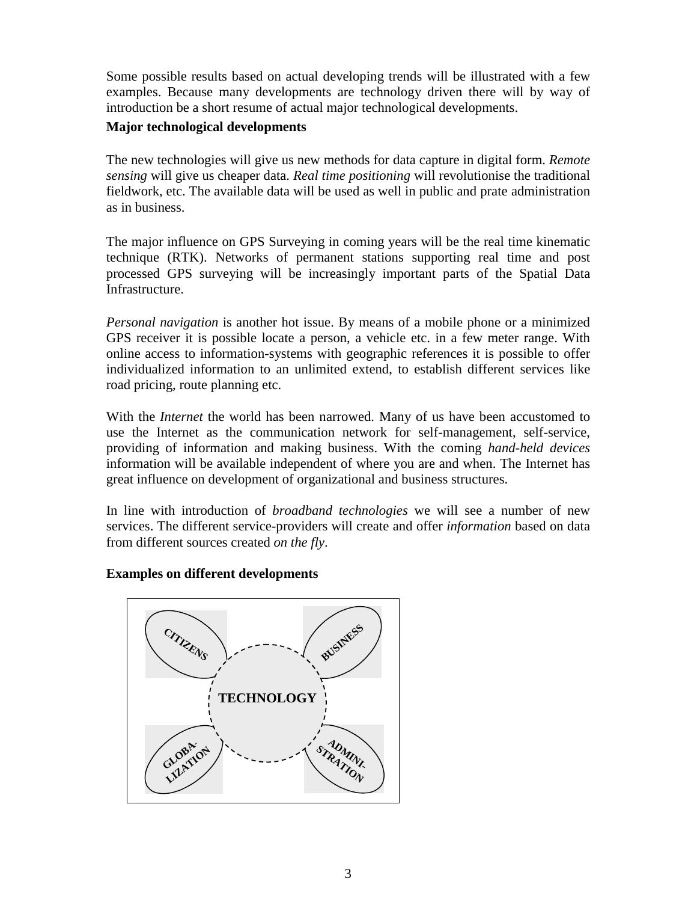Some possible results based on actual developing trends will be illustrated with a few examples. Because many developments are technology driven there will by way of introduction be a short resume of actual major technological developments.

**Major technological developments**

The new technologies will give us new methods for data capture in digital form. *Remote sensing* will give us cheaper data. *Real time positioning* will revolutionise the traditional fieldwork, etc. The available data will be used as well in public and prate administration as in business.

The major influence on GPS Surveying in coming years will be the real time kinematic technique (RTK). Networks of permanent stations supporting real time and post processed GPS surveying will be increasingly important parts of the Spatial Data Infrastructure.

*Personal navigation* is another hot issue. By means of a mobile phone or a minimized GPS receiver it is possible locate a person, a vehicle etc. in a few meter range. With online access to information-systems with geographic references it is possible to offer individualized information to an unlimited extend, to establish different services like road pricing, route planning etc.

With the *Internet* the world has been narrowed. Many of us have been accustomed to use the Internet as the communication network for self-management, self-service, providing of information and making business. With the coming *hand-held devices* information will be available independent of where you are and when. The Internet has great influence on development of organizational and business structures.

In line with introduction of *broadband technologies* we will see a number of new services. The different service-providers will create and offer *information* based on data from different sources created *on the fly*.

**Examples on different developments**

CITIZENS

BUSINESS

TECHNOLOGY

GLOBA-LIZATION

ADMINI-STRATION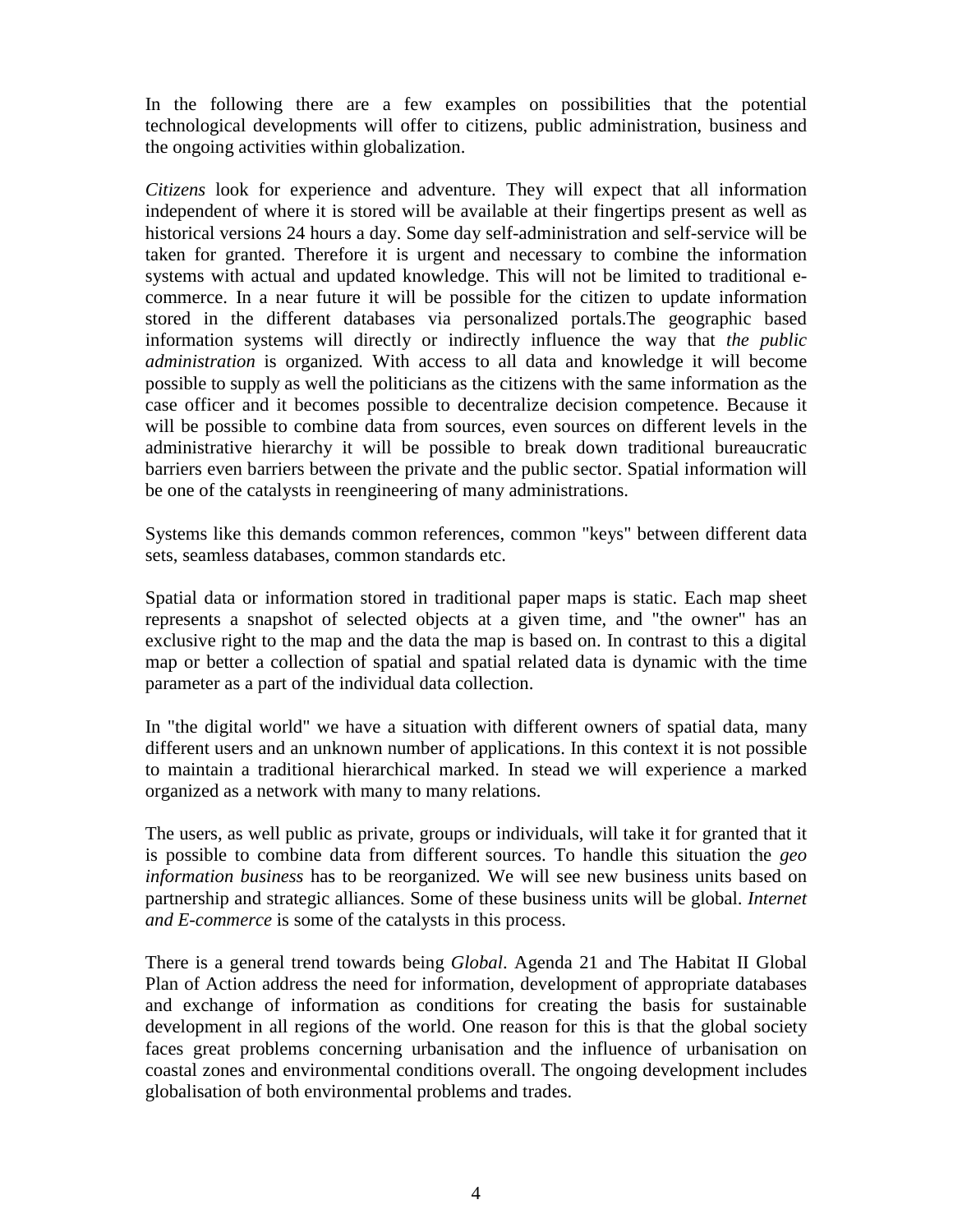In the following there are a few examples on possibilities that the potential technological developments will offer to citizens, public administration, business and the ongoing activities within globalization.

*Citizens* look for experience and adventure. They will expect that all information independent of where it is stored will be available at their fingertips present as well as historical versions 24 hours a day. Some day self-administration and self-service will be taken for granted. Therefore it is urgent and necessary to combine the information systems with actual and updated knowledge. This will not be limited to traditional e-commerce. In a near future it will be possible for the citizen to update information stored in the different databases via personalized portals.The geographic based information systems will directly or indirectly influence the way that *the public administration* is organized*.* With access to all data and knowledge it will become possible to supply as well the politicians as the citizens with the same information as the case officer and it becomes possible to decentralize decision competence. Because it will be possible to combine data from sources, even sources on different levels in the administrative hierarchy it will be possible to break down traditional bureaucratic barriers even barriers between the private and the public sector. Spatial information will be one of the catalysts in reengineering of many administrations.

Systems like this demands common references, common "keys" between different data sets, seamless databases, common standards etc.

Spatial data or information stored in traditional paper maps is static. Each map sheet represents a snapshot of selected objects at a given time, and "the owner" has an exclusive right to the map and the data the map is based on. In contrast to this a digital map or better a collection of spatial and spatial related data is dynamic with the time parameter as a part of the individual data collection.

In "the digital world" we have a situation with different owners of spatial data, many different users and an unknown number of applications. In this context it is not possible to maintain a traditional hierarchical marked. In stead we will experience a marked organized as a network with many to many relations.

The users, as well public as private, groups or individuals, will take it for granted that it is possible to combine data from different sources. To handle this situation the *geo information business* has to be reorganized*.* We will see new business units based on partnership and strategic alliances. Some of these business units will be global. *Internet and E-commerce* is some of the catalysts in this process.

There is a general trend towards being *Global*. Agenda 21 and The Habitat II Global Plan of Action address the need for information, development of appropriate databases and exchange of information as conditions for creating the basis for sustainable development in all regions of the world. One reason for this is that the global society faces great problems concerning urbanisation and the influence of urbanisation on coastal zones and environmental conditions overall. The ongoing development includes globalisation of both environmental problems and trades.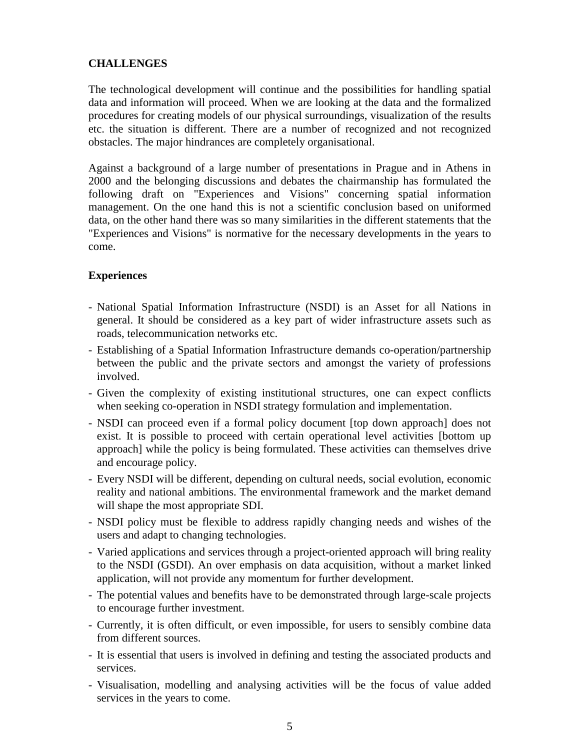## CHALLENGES

The technological development will continue and the possibilities for handling spatial data and information will proceed. When we are looking at the data and the formalized procedures for creating models of our physical surroundings, visualization of the results etc. the situation is different. There are a number of recognized and not recognized obstacles. The major hindrances are completely organisational.

Against a background of a large number of presentations in Prague and in Athens in 2000 and the belonging discussions and debates the chairmanship has formulated the following draft on "Experiences and Visions" concerning spatial information management. On the one hand this is not a scientific conclusion based on uniformed data, on the other hand there was so many similarities in the different statements that the "Experiences and Visions" is normative for the necessary developments in the years to come.

### Experiences

- National Spatial Information Infrastructure (NSDI) is an Asset for all Nations in general. It should be considered as a key part of wider infrastructure assets such as roads, telecommunication networks etc.
- Establishing of a Spatial Information Infrastructure demands co-operation/partnership between the public and the private sectors and amongst the variety of professions involved.
- Given the complexity of existing institutional structures, one can expect conflicts when seeking co-operation in NSDI strategy formulation and implementation.
- NSDI can proceed even if a formal policy document [top down approach] does not exist. It is possible to proceed with certain operational level activities [bottom up approach] while the policy is being formulated. These activities can themselves drive and encourage policy.
- Every NSDI will be different, depending on cultural needs, social evolution, economic reality and national ambitions. The environmental framework and the market demand will shape the most appropriate SDI.
- NSDI policy must be flexible to address rapidly changing needs and wishes of the users and adapt to changing technologies.
- Varied applications and services through a project-oriented approach will bring reality to the NSDI (GSDI). An over emphasis on data acquisition, without a market linked application, will not provide any momentum for further development.
- The potential values and benefits have to be demonstrated through large-scale projects to encourage further investment.
- Currently, it is often difficult, or even impossible, for users to sensibly combine data from different sources.
- It is essential that users is involved in defining and testing the associated products and services.
- Visualisation, modelling and analysing activities will be the focus of value added services in the years to come.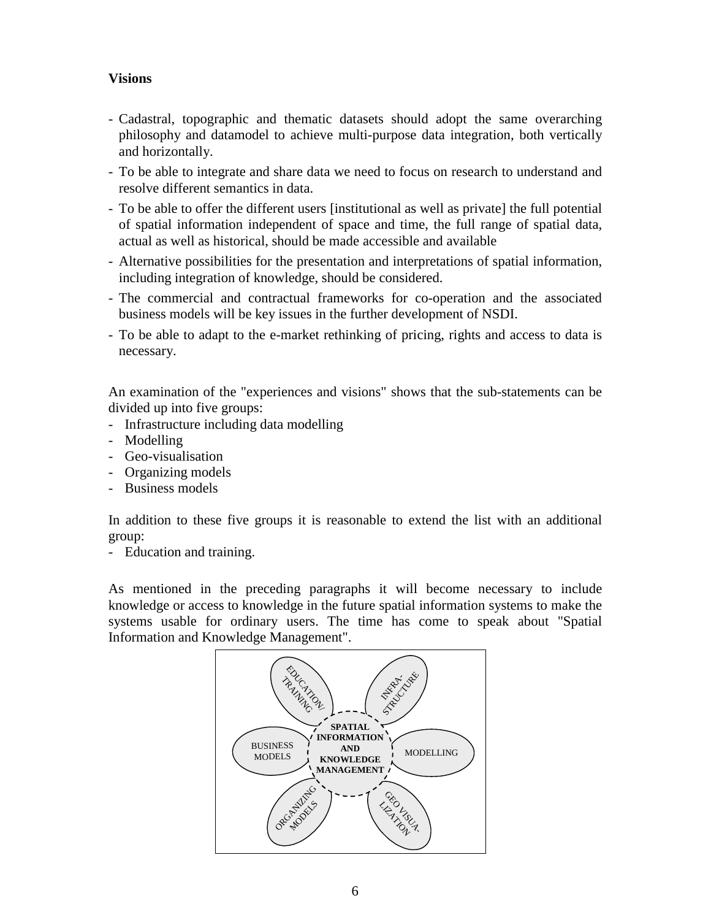**Visions**

- Cadastral, topographic and thematic datasets should adopt the same overarching philosophy and datamodel to achieve multi-purpose data integration, both vertically and horizontally.
- To be able to integrate and share data we need to focus on research to understand and resolve different semantics in data.
- To be able to offer the different users [institutional as well as private] the full potential of spatial information independent of space and time, the full range of spatial data, actual as well as historical, should be made accessible and available
- Alternative possibilities for the presentation and interpretations of spatial information, including integration of knowledge, should be considered.
- The commercial and contractual frameworks for co-operation and the associated business models will be key issues in the further development of NSDI.
- To be able to adapt to the e-market rethinking of pricing, rights and access to data is necessary.

An examination of the "experiences and visions" shows that the sub-statements can be divided up into five groups:

- Infrastructure including data modelling
- Modelling
- Geo-visualisation
- Organizing models
- Business models

In addition to these five groups it is reasonable to extend the list with an additional group:

- Education and training.

As mentioned in the preceding paragraphs it will become necessary to include knowledge or access to knowledge in the future spatial information systems to make the systems usable for ordinary users. The time has come to speak about "Spatial Information and Knowledge Management".

SPATIAL INFORMATION AND KNOWLEDGE MANAGEMENT

EDUCATION/ TRAINING

INFRA-STRUCTURE

BUSINESS MODELS

MODELLING

ORGANIZING MODELS

GEO VISUA-LIZATION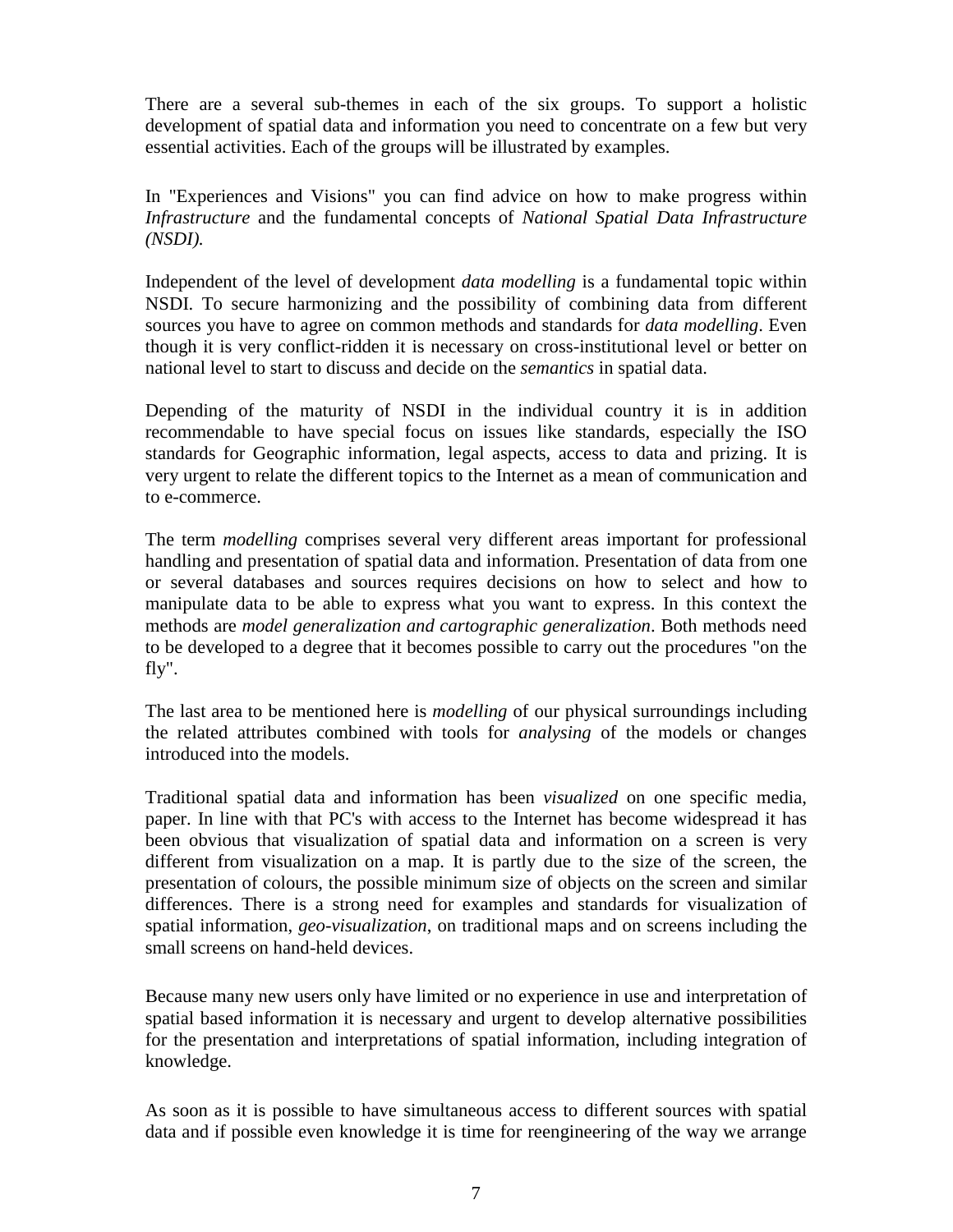There are a several sub-themes in each of the six groups. To support a holistic development of spatial data and information you need to concentrate on a few but very essential activities. Each of the groups will be illustrated by examples.

In "Experiences and Visions" you can find advice on how to make progress within *Infrastructure* and the fundamental concepts of *National Spatial Data Infrastructure (NSDI).*

Independent of the level of development *data modelling* is a fundamental topic within NSDI. To secure harmonizing and the possibility of combining data from different sources you have to agree on common methods and standards for *data modelling*. Even though it is very conflict-ridden it is necessary on cross-institutional level or better on national level to start to discuss and decide on the *semantics* in spatial data.

Depending of the maturity of NSDI in the individual country it is in addition recommendable to have special focus on issues like standards, especially the ISO standards for Geographic information, legal aspects, access to data and prizing. It is very urgent to relate the different topics to the Internet as a mean of communication and to e-commerce.

The term *modelling* comprises several very different areas important for professional handling and presentation of spatial data and information. Presentation of data from one or several databases and sources requires decisions on how to select and how to manipulate data to be able to express what you want to express. In this context the methods are *model generalization and cartographic generalization*. Both methods need to be developed to a degree that it becomes possible to carry out the procedures "on the fly".

The last area to be mentioned here is *modelling* of our physical surroundings including the related attributes combined with tools for *analysing* of the models or changes introduced into the models.

Traditional spatial data and information has been *visualized* on one specific media, paper. In line with that PC's with access to the Internet has become widespread it has been obvious that visualization of spatial data and information on a screen is very different from visualization on a map. It is partly due to the size of the screen, the presentation of colours, the possible minimum size of objects on the screen and similar differences. There is a strong need for examples and standards for visualization of spatial information, *geo-visualization*, on traditional maps and on screens including the small screens on hand-held devices.

Because many new users only have limited or no experience in use and interpretation of spatial based information it is necessary and urgent to develop alternative possibilities for the presentation and interpretations of spatial information, including integration of knowledge.

As soon as it is possible to have simultaneous access to different sources with spatial data and if possible even knowledge it is time for reengineering of the way we arrange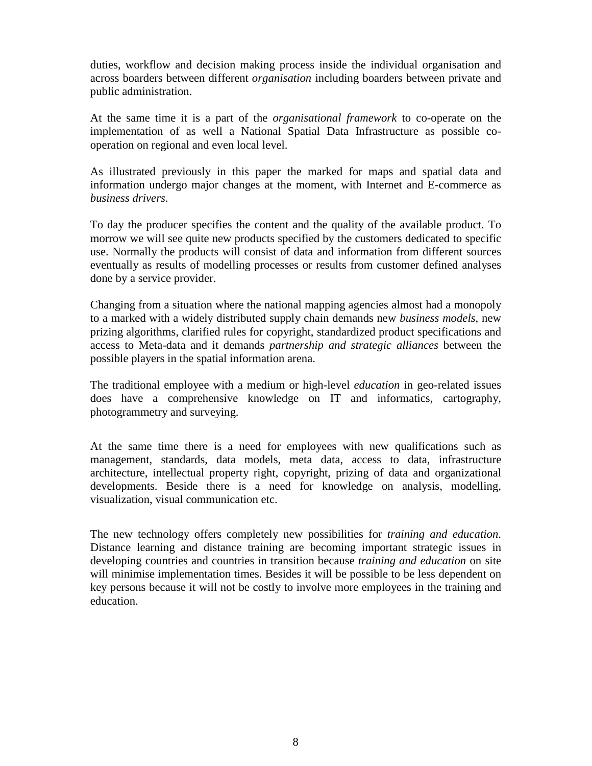duties, workflow and decision making process inside the individual organisation and across boarders between different *organisation* including boarders between private and public administration.

At the same time it is a part of the *organisational framework* to co-operate on the implementation of as well a National Spatial Data Infrastructure as possible co-operation on regional and even local level.

As illustrated previously in this paper the marked for maps and spatial data and information undergo major changes at the moment, with Internet and E-commerce as *business drivers*.

To day the producer specifies the content and the quality of the available product. To morrow we will see quite new products specified by the customers dedicated to specific use. Normally the products will consist of data and information from different sources eventually as results of modelling processes or results from customer defined analyses done by a service provider.

Changing from a situation where the national mapping agencies almost had a monopoly to a marked with a widely distributed supply chain demands new *business models*, new prizing algorithms, clarified rules for copyright, standardized product specifications and access to Meta-data and it demands *partnership and strategic alliances* between the possible players in the spatial information arena.

The traditional employee with a medium or high-level *education* in geo-related issues does have a comprehensive knowledge on IT and informatics, cartography, photogrammetry and surveying.

At the same time there is a need for employees with new qualifications such as management, standards, data models, meta data, access to data, infrastructure architecture, intellectual property right, copyright, prizing of data and organizational developments. Beside there is a need for knowledge on analysis, modelling, visualization, visual communication etc.

The new technology offers completely new possibilities for *training and education*. Distance learning and distance training are becoming important strategic issues in developing countries and countries in transition because *training and education* on site will minimise implementation times. Besides it will be possible to be less dependent on key persons because it will not be costly to involve more employees in the training and education.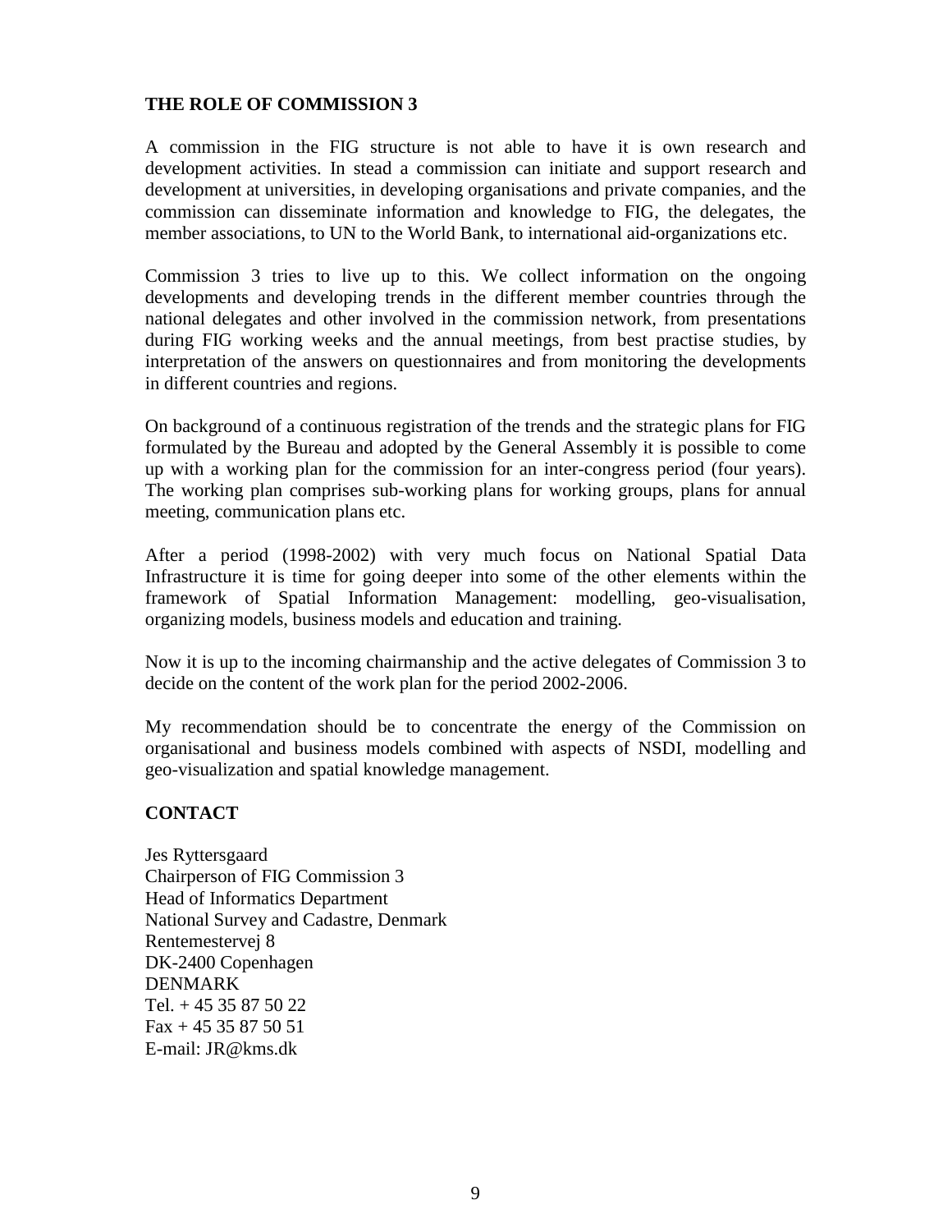## THE ROLE OF COMMISSION 3

A commission in the FIG structure is not able to have it is own research and development activities. In stead a commission can initiate and support research and development at universities, in developing organisations and private companies, and the commission can disseminate information and knowledge to FIG, the delegates, the member associations, to UN to the World Bank, to international aid-organizations etc.

Commission 3 tries to live up to this. We collect information on the ongoing developments and developing trends in the different member countries through the national delegates and other involved in the commission network, from presentations during FIG working weeks and the annual meetings, from best practise studies, by interpretation of the answers on questionnaires and from monitoring the developments in different countries and regions.

On background of a continuous registration of the trends and the strategic plans for FIG formulated by the Bureau and adopted by the General Assembly it is possible to come up with a working plan for the commission for an inter-congress period (four years). The working plan comprises sub-working plans for working groups, plans for annual meeting, communication plans etc.

After a period (1998-2002) with very much focus on National Spatial Data Infrastructure it is time for going deeper into some of the other elements within the framework of Spatial Information Management: modelling, geo-visualisation, organizing models, business models and education and training.

Now it is up to the incoming chairmanship and the active delegates of Commission 3 to decide on the content of the work plan for the period 2002-2006.

My recommendation should be to concentrate the energy of the Commission on organisational and business models combined with aspects of NSDI, modelling and geo-visualization and spatial knowledge management.

## CONTACT

Jes Ryttersgaard
Chairperson of FIG Commission 3
Head of Informatics Department
National Survey and Cadastre, Denmark
Rentemestervej 8
DK-2400 Copenhagen
DENMARK
Tel. + 45 35 87 50 22
Fax + 45 35 87 50 51
E-mail: JR@kms.dk